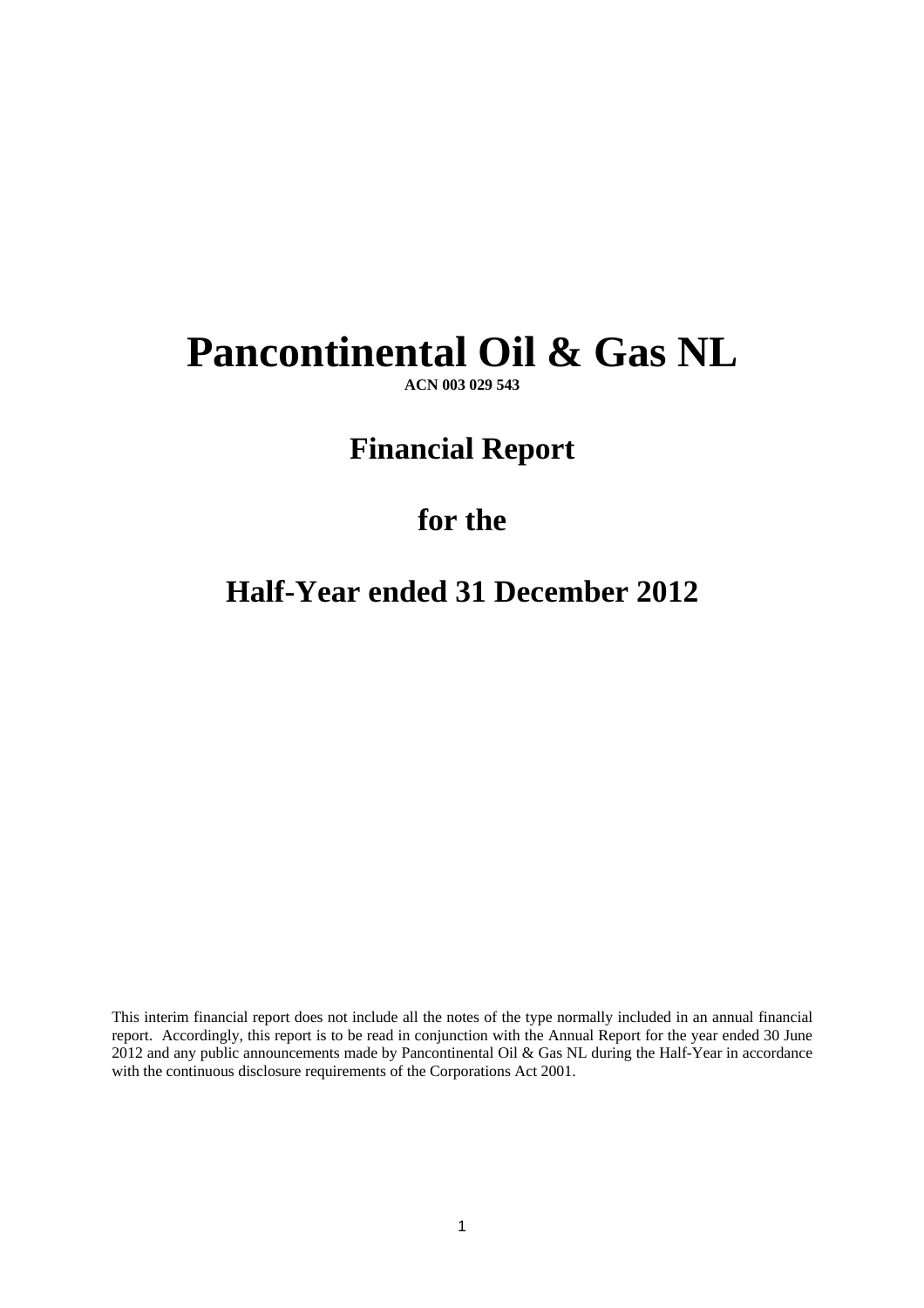# Pancontinental Oil & Gas NL

**ACN 003 029 543**

## Financial Report

## for the

## Half-Year ended 31 December 2012

This interim financial report does not include all the notes of the type normally included in an annual financial report. Accordingly, this report is to be read in conjunction with the Annual Report for the year ended 30 June 2012 and any public announcements made by Pancontinental Oil & Gas NL during the Half-Year in accordance with the continuous disclosure requirements of the Corporations Act 2001.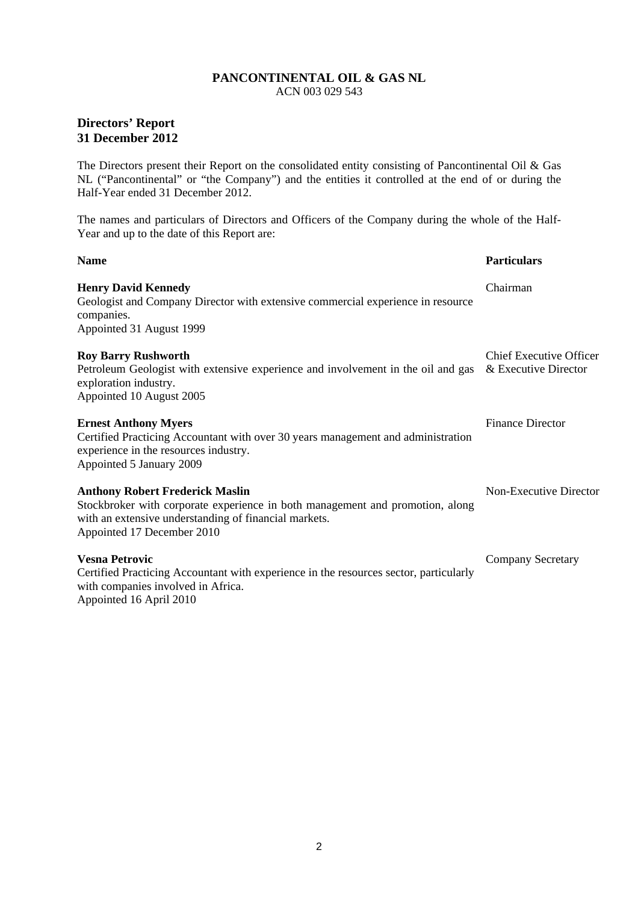**PANCONTINENTAL OIL & GAS NL**
ACN 003 029 543

## Directors' Report
## 31 December 2012

The Directors present their Report on the consolidated entity consisting of Pancontinental Oil & Gas NL ("Pancontinental" or "the Company") and the entities it controlled at the end of or during the Half-Year ended 31 December 2012.

The names and particulars of Directors and Officers of the Company during the whole of the Half-Year and up to the date of this Report are:

| Name | Particulars |
|---|---|
| **Henry David Kennedy**<br>Geologist and Company Director with extensive commercial experience in resource companies.<br>Appointed 31 August 1999 | Chairman |
| **Roy Barry Rushworth**<br>Petroleum Geologist with extensive experience and involvement in the oil and gas exploration industry.<br>Appointed 10 August 2005 | Chief Executive Officer & Executive Director |
| **Ernest Anthony Myers**<br>Certified Practicing Accountant with over 30 years management and administration experience in the resources industry.<br>Appointed 5 January 2009 | Finance Director |
| **Anthony Robert Frederick Maslin**<br>Stockbroker with corporate experience in both management and promotion, along with an extensive understanding of financial markets.<br>Appointed 17 December 2010 | Non-Executive Director |
| **Vesna Petrovic**<br>Certified Practicing Accountant with experience in the resources sector, particularly with companies involved in Africa.<br>Appointed 16 April 2010 | Company Secretary |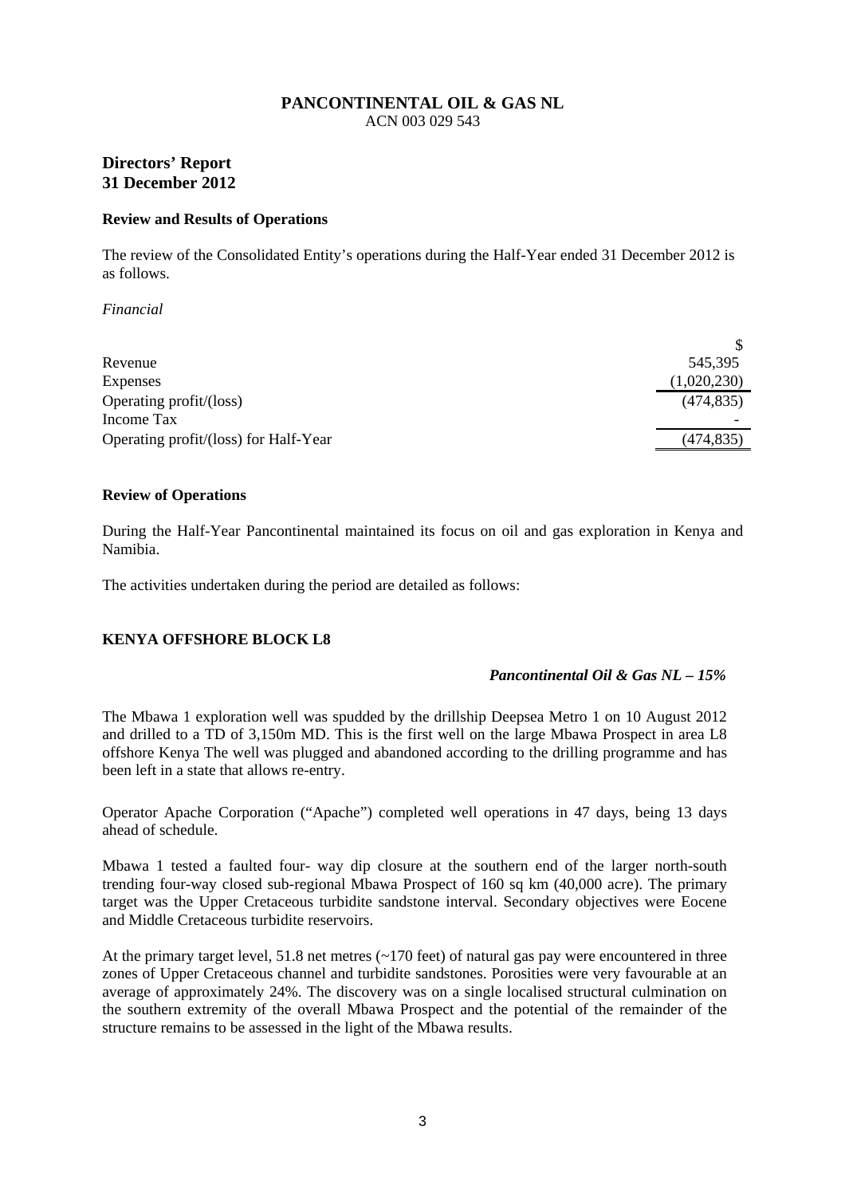**PANCONTINENTAL OIL & GAS NL**
ACN 003 029 543

## Directors' Report
## 31 December 2012

### Review and Results of Operations

The review of the Consolidated Entity's operations during the Half-Year ended 31 December 2012 is as follows.

*Financial*

| | $ |
|---|---|
| Revenue | 545,395 |
| Expenses | (1,020,230) |
| Operating profit/(loss) | (474,835) |
| Income Tax | - |
| Operating profit/(loss) for Half-Year | (474,835) |

### Review of Operations

During the Half-Year Pancontinental maintained its focus on oil and gas exploration in Kenya and Namibia.

The activities undertaken during the period are detailed as follows:

### KENYA OFFSHORE BLOCK L8

***Pancontinental Oil & Gas NL – 15%***

The Mbawa 1 exploration well was spudded by the drillship Deepsea Metro 1 on 10 August 2012 and drilled to a TD of 3,150m MD. This is the first well on the large Mbawa Prospect in area L8 offshore Kenya The well was plugged and abandoned according to the drilling programme and has been left in a state that allows re-entry.

Operator Apache Corporation ("Apache") completed well operations in 47 days, being 13 days ahead of schedule.

Mbawa 1 tested a faulted four- way dip closure at the southern end of the larger north-south trending four-way closed sub-regional Mbawa Prospect of 160 sq km (40,000 acre). The primary target was the Upper Cretaceous turbidite sandstone interval. Secondary objectives were Eocene and Middle Cretaceous turbidite reservoirs.

At the primary target level, 51.8 net metres (~170 feet) of natural gas pay were encountered in three zones of Upper Cretaceous channel and turbidite sandstones. Porosities were very favourable at an average of approximately 24%. The discovery was on a single localised structural culmination on the southern extremity of the overall Mbawa Prospect and the potential of the remainder of the structure remains to be assessed in the light of the Mbawa results.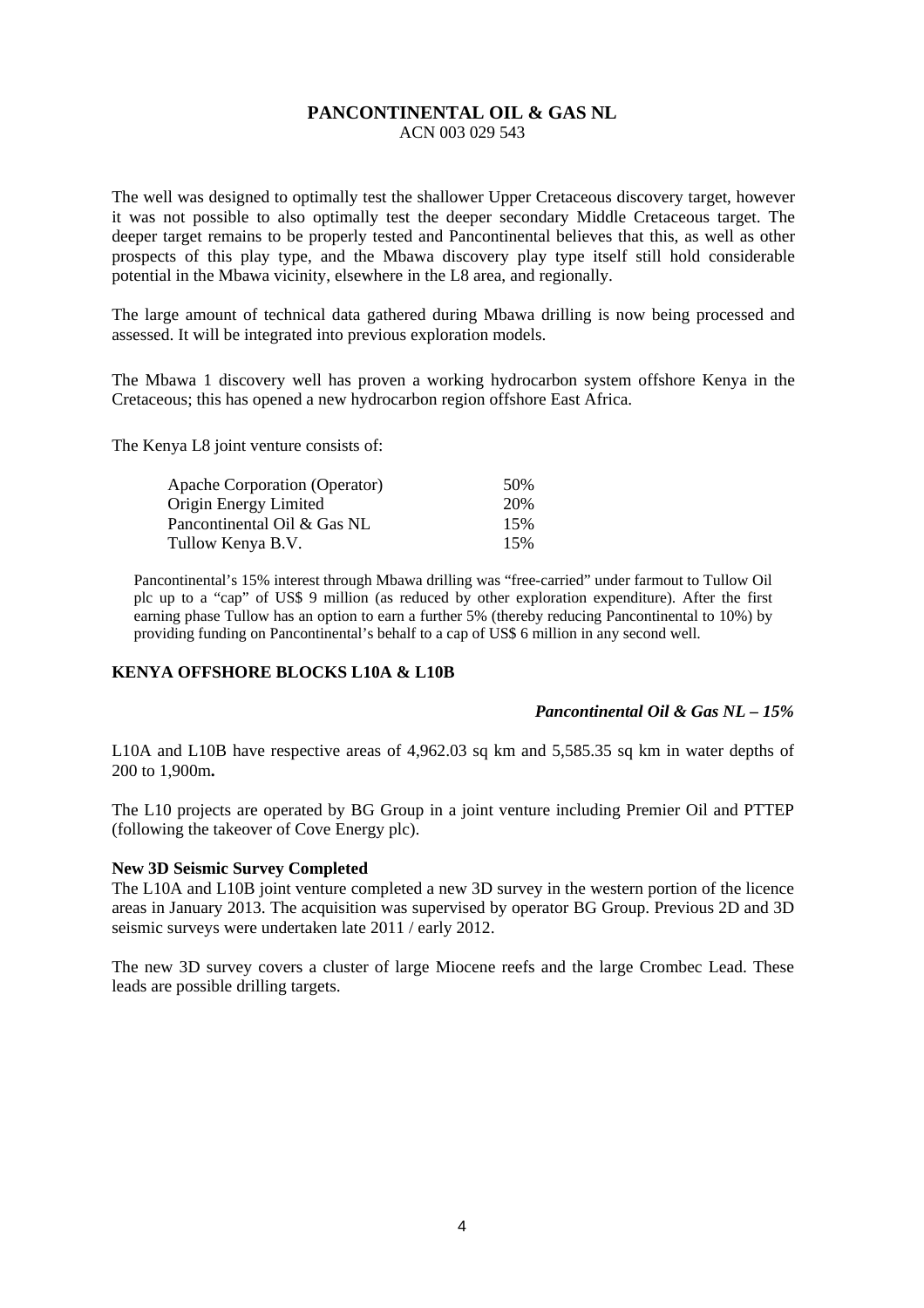**PANCONTINENTAL OIL & GAS NL**
ACN 003 029 543

The well was designed to optimally test the shallower Upper Cretaceous discovery target, however it was not possible to also optimally test the deeper secondary Middle Cretaceous target. The deeper target remains to be properly tested and Pancontinental believes that this, as well as other prospects of this play type, and the Mbawa discovery play type itself still hold considerable potential in the Mbawa vicinity, elsewhere in the L8 area, and regionally.

The large amount of technical data gathered during Mbawa drilling is now being processed and assessed. It will be integrated into previous exploration models.

The Mbawa 1 discovery well has proven a working hydrocarbon system offshore Kenya in the Cretaceous; this has opened a new hydrocarbon region offshore East Africa.

The Kenya L8 joint venture consists of:

| | |
|---|---|
| Apache Corporation (Operator) | 50% |
| Origin Energy Limited | 20% |
| Pancontinental Oil & Gas NL | 15% |
| Tullow Kenya B.V. | 15% |

Pancontinental's 15% interest through Mbawa drilling was "free-carried" under farmout to Tullow Oil plc up to a "cap" of US$ 9 million (as reduced by other exploration expenditure). After the first earning phase Tullow has an option to earn a further 5% (thereby reducing Pancontinental to 10%) by providing funding on Pancontinental's behalf to a cap of US$ 6 million in any second well.

## KENYA OFFSHORE BLOCKS L10A & L10B

***Pancontinental Oil & Gas NL – 15%***

L10A and L10B have respective areas of 4,962.03 sq km and 5,585.35 sq km in water depths of 200 to 1,900m**.**

The L10 projects are operated by BG Group in a joint venture including Premier Oil and PTTEP (following the takeover of Cove Energy plc).

**New 3D Seismic Survey Completed**
The L10A and L10B joint venture completed a new 3D survey in the western portion of the licence areas in January 2013. The acquisition was supervised by operator BG Group. Previous 2D and 3D seismic surveys were undertaken late 2011 / early 2012.

The new 3D survey covers a cluster of large Miocene reefs and the large Crombec Lead. These leads are possible drilling targets.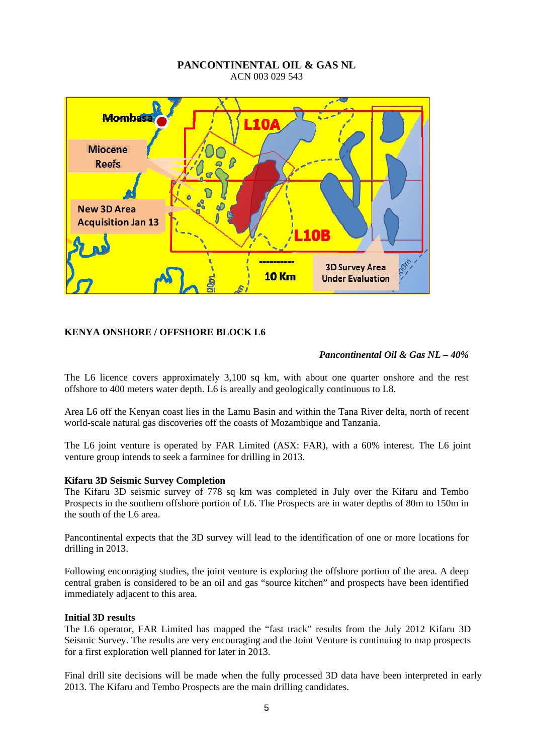**PANCONTINENTAL OIL & GAS NL**
ACN 003 029 543

## KENYA ONSHORE / OFFSHORE BLOCK L6

*Pancontinental Oil & Gas NL – 40%*

The L6 licence covers approximately 3,100 sq km, with about one quarter onshore and the rest offshore to 400 meters water depth. L6 is areally and geologically continuous to L8.

Area L6 off the Kenyan coast lies in the Lamu Basin and within the Tana River delta, north of recent world-scale natural gas discoveries off the coasts of Mozambique and Tanzania.

The L6 joint venture is operated by FAR Limited (ASX: FAR), with a 60% interest. The L6 joint venture group intends to seek a farminee for drilling in 2013.

**Kifaru 3D Seismic Survey Completion**

The Kifaru 3D seismic survey of 778 sq km was completed in July over the Kifaru and Tembo Prospects in the southern offshore portion of L6. The Prospects are in water depths of 80m to 150m in the south of the L6 area.

Pancontinental expects that the 3D survey will lead to the identification of one or more locations for drilling in 2013.

Following encouraging studies, the joint venture is exploring the offshore portion of the area. A deep central graben is considered to be an oil and gas "source kitchen" and prospects have been identified immediately adjacent to this area.

**Initial 3D results**

The L6 operator, FAR Limited has mapped the "fast track" results from the July 2012 Kifaru 3D Seismic Survey. The results are very encouraging and the Joint Venture is continuing to map prospects for a first exploration well planned for later in 2013.

Final drill site decisions will be made when the fully processed 3D data have been interpreted in early 2013. The Kifaru and Tembo Prospects are the main drilling candidates.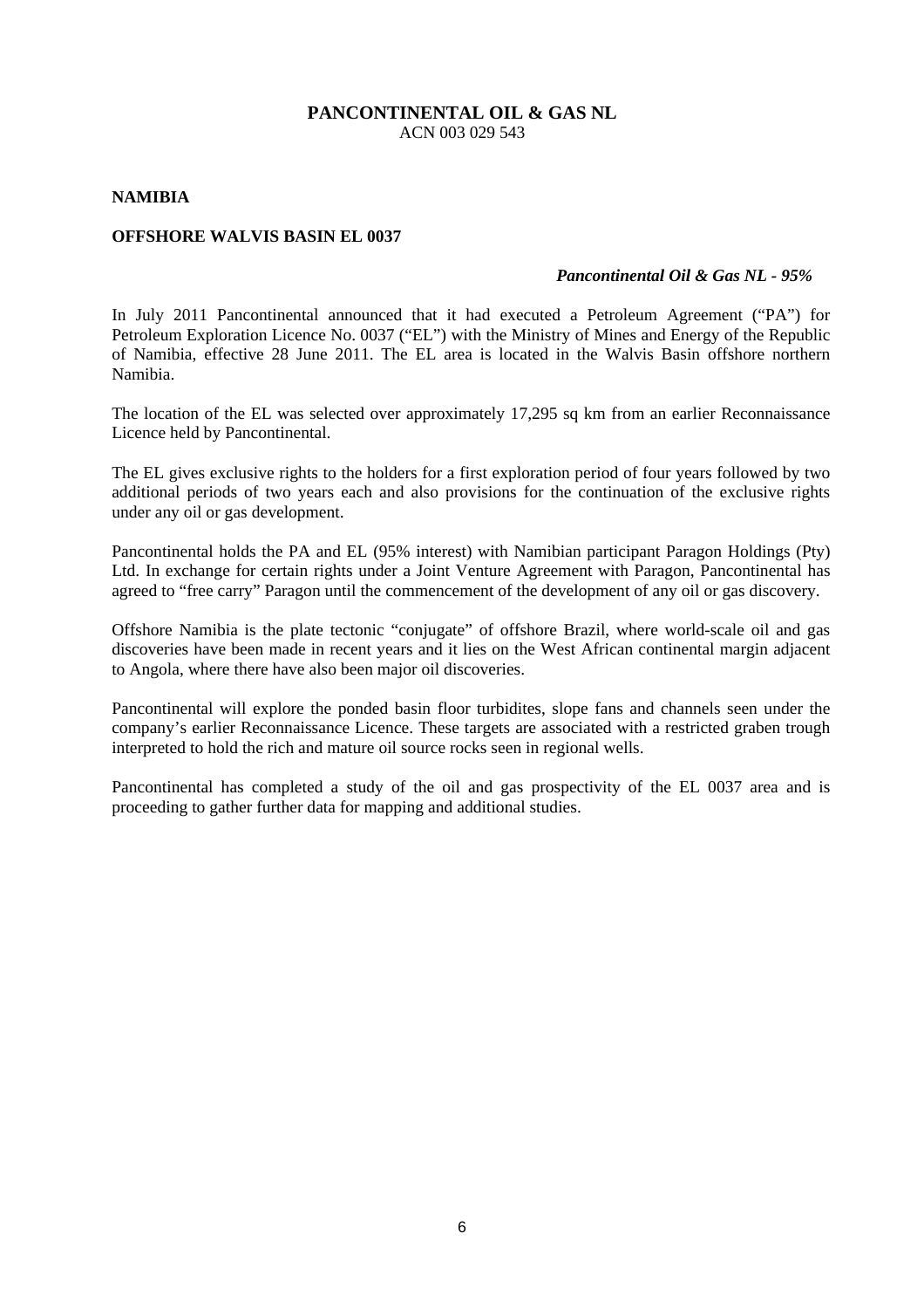**PANCONTINENTAL OIL & GAS NL**
ACN 003 029 543

## NAMIBIA

### OFFSHORE WALVIS BASIN EL 0037

***Pancontinental Oil & Gas NL - 95%***

In July 2011 Pancontinental announced that it had executed a Petroleum Agreement ("PA") for Petroleum Exploration Licence No. 0037 ("EL") with the Ministry of Mines and Energy of the Republic of Namibia, effective 28 June 2011. The EL area is located in the Walvis Basin offshore northern Namibia.

The location of the EL was selected over approximately 17,295 sq km from an earlier Reconnaissance Licence held by Pancontinental.

The EL gives exclusive rights to the holders for a first exploration period of four years followed by two additional periods of two years each and also provisions for the continuation of the exclusive rights under any oil or gas development.

Pancontinental holds the PA and EL (95% interest) with Namibian participant Paragon Holdings (Pty) Ltd. In exchange for certain rights under a Joint Venture Agreement with Paragon, Pancontinental has agreed to "free carry" Paragon until the commencement of the development of any oil or gas discovery.

Offshore Namibia is the plate tectonic "conjugate" of offshore Brazil, where world-scale oil and gas discoveries have been made in recent years and it lies on the West African continental margin adjacent to Angola, where there have also been major oil discoveries.

Pancontinental will explore the ponded basin floor turbidites, slope fans and channels seen under the company's earlier Reconnaissance Licence. These targets are associated with a restricted graben trough interpreted to hold the rich and mature oil source rocks seen in regional wells.

Pancontinental has completed a study of the oil and gas prospectivity of the EL 0037 area and is proceeding to gather further data for mapping and additional studies.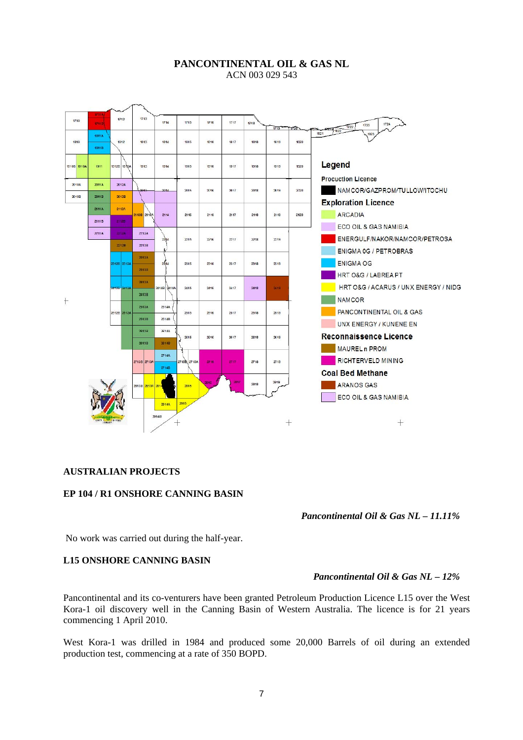# PANCONTINENTAL OIL & GAS NL

ACN 003 029 543

## AUSTRALIAN PROJECTS

### EP 104 / R1 ONSHORE CANNING BASIN

*Pancontinental Oil & Gas NL – 11.11%*

No work was carried out during the half-year.

### L15 ONSHORE CANNING BASIN

*Pancontinental Oil & Gas NL – 12%*

Pancontinental and its co-venturers have been granted Petroleum Production Licence L15 over the West Kora-1 oil discovery well in the Canning Basin of Western Australia. The licence is for 21 years commencing 1 April 2010.

West Kora-1 was drilled in 1984 and produced some 20,000 Barrels of oil during an extended production test, commencing at a rate of 350 BOPD.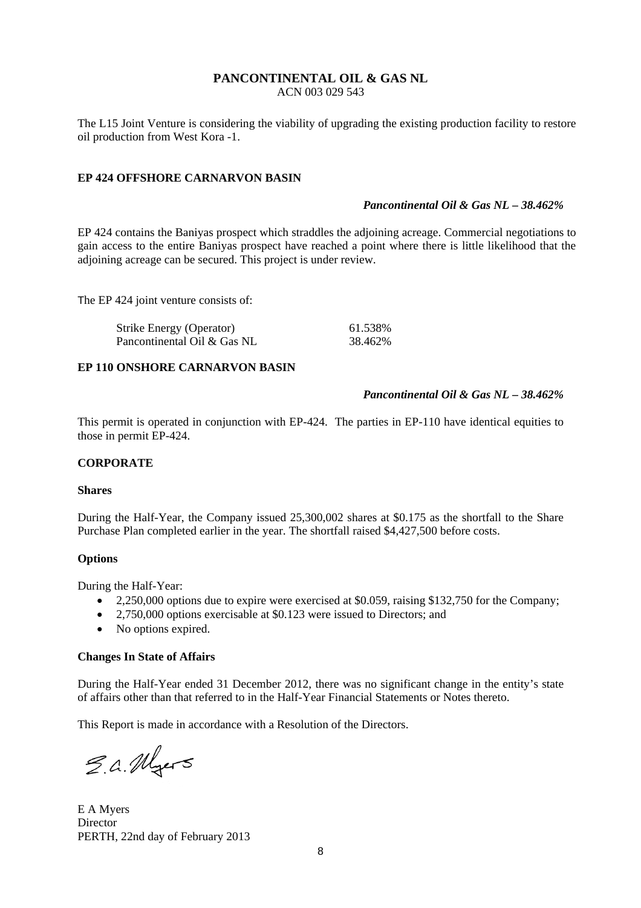**PANCONTINENTAL OIL & GAS NL**
ACN 003 029 543

The L15 Joint Venture is considering the viability of upgrading the existing production facility to restore oil production from West Kora -1.

## EP 424 OFFSHORE CARNARVON BASIN

***Pancontinental Oil & Gas NL – 38.462%***

EP 424 contains the Baniyas prospect which straddles the adjoining acreage. Commercial negotiations to gain access to the entire Baniyas prospect have reached a point where there is little likelihood that the adjoining acreage can be secured. This project is under review.

The EP 424 joint venture consists of:

| | |
|---|---|
| Strike Energy (Operator) | 61.538% |
| Pancontinental Oil & Gas NL | 38.462% |

## EP 110 ONSHORE CARNARVON BASIN

***Pancontinental Oil & Gas NL – 38.462%***

This permit is operated in conjunction with EP-424. The parties in EP-110 have identical equities to those in permit EP-424.

## CORPORATE

### Shares

During the Half-Year, the Company issued 25,300,002 shares at $0.175 as the shortfall to the Share Purchase Plan completed earlier in the year. The shortfall raised $4,427,500 before costs.

### Options

During the Half-Year:

- 2,250,000 options due to expire were exercised at $0.059, raising $132,750 for the Company;
- 2,750,000 options exercisable at $0.123 were issued to Directors; and
- No options expired.

### Changes In State of Affairs

During the Half-Year ended 31 December 2012, there was no significant change in the entity's state of affairs other than that referred to in the Half-Year Financial Statements or Notes thereto.

This Report is made in accordance with a Resolution of the Directors.

E A Myers
Director
PERTH, 22nd day of February 2013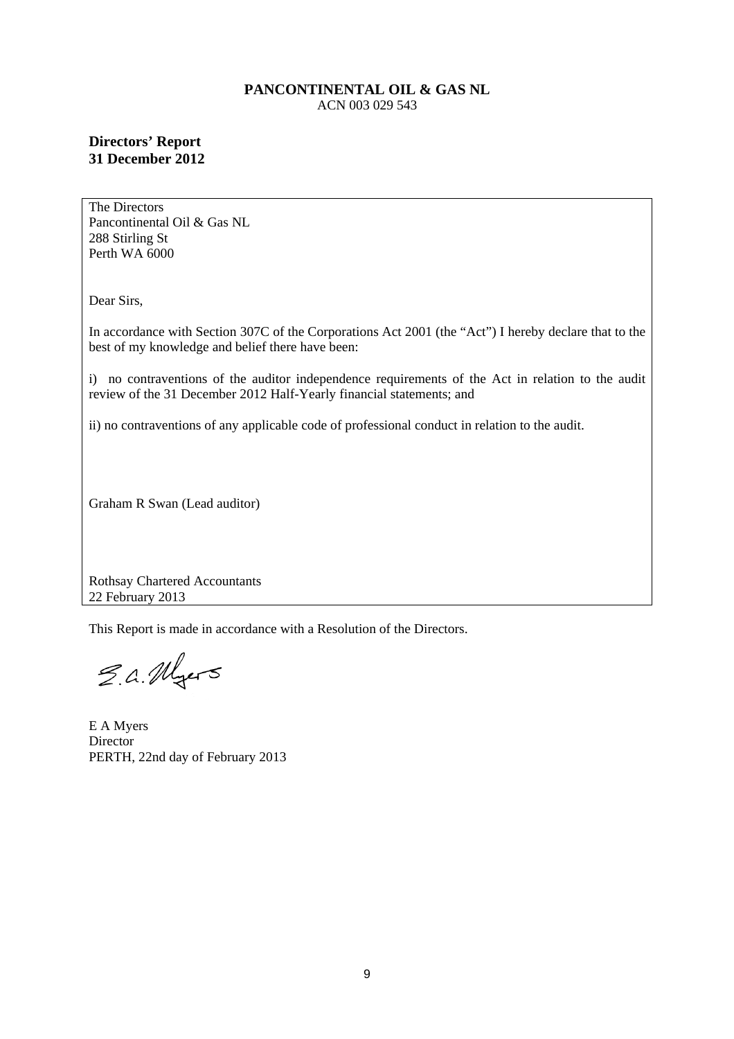**PANCONTINENTAL OIL & GAS NL**
ACN 003 029 543

**Directors' Report**
**31 December 2012**

The Directors
Pancontinental Oil & Gas NL
288 Stirling St
Perth WA 6000

Dear Sirs,

In accordance with Section 307C of the Corporations Act 2001 (the "Act") I hereby declare that to the best of my knowledge and belief there have been:

i) no contraventions of the auditor independence requirements of the Act in relation to the audit review of the 31 December 2012 Half-Yearly financial statements; and

ii) no contraventions of any applicable code of professional conduct in relation to the audit.

Graham R Swan (Lead auditor)

Rothsay Chartered Accountants
22 February 2013

This Report is made in accordance with a Resolution of the Directors.

E A Myers
Director
PERTH, 22nd day of February 2013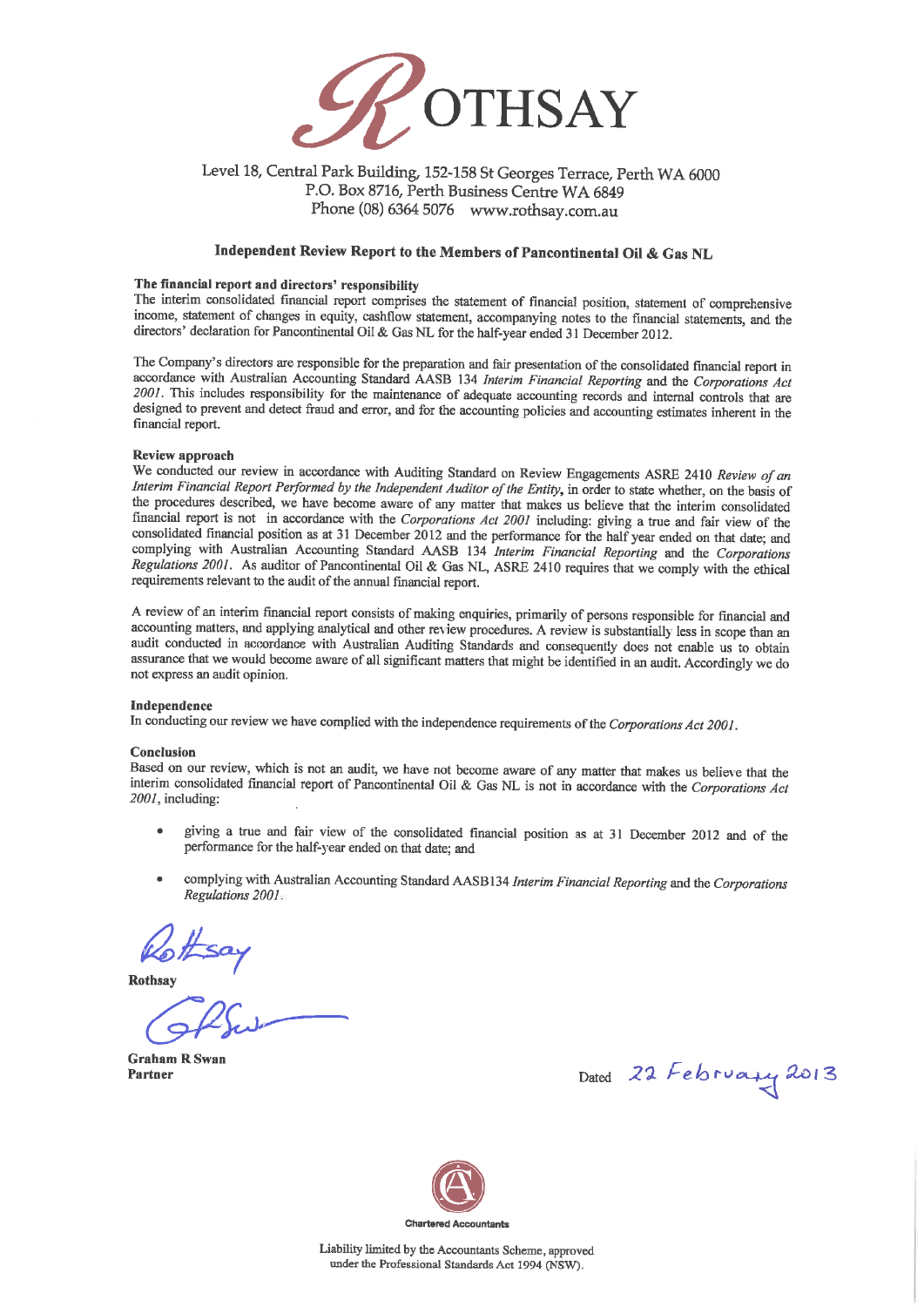# ROTHSAY

Level 18, Central Park Building, 152-158 St Georges Terrace, Perth WA 6000
P.O. Box 8716, Perth Business Centre WA 6849
Phone (08) 6364 5076 www.rothsay.com.au

## Independent Review Report to the Members of Pancontinental Oil & Gas NL

### The financial report and directors' responsibility

The interim consolidated financial report comprises the statement of financial position, statement of comprehensive income, statement of changes in equity, cashflow statement, accompanying notes to the financial statements, and the directors' declaration for Pancontinental Oil & Gas NL for the half-year ended 31 December 2012.

The Company's directors are responsible for the preparation and fair presentation of the consolidated financial report in accordance with Australian Accounting Standard AASB 134 *Interim Financial Reporting* and the *Corporations Act 2001*. This includes responsibility for the maintenance of adequate accounting records and internal controls that are designed to prevent and detect fraud and error, and for the accounting policies and accounting estimates inherent in the financial report.

### Review approach

We conducted our review in accordance with Auditing Standard on Review Engagements ASRE 2410 *Review of an Interim Financial Report Performed by the Independent Auditor of the Entity*, in order to state whether, on the basis of the procedures described, we have become aware of any matter that makes us believe that the interim consolidated financial report is not in accordance with the *Corporations Act 2001* including: giving a true and fair view of the consolidated financial position as at 31 December 2012 and the performance for the half year ended on that date; and complying with Australian Accounting Standard AASB 134 *Interim Financial Reporting* and the *Corporations Regulations 2001*. As auditor of Pancontinental Oil & Gas NL, ASRE 2410 requires that we comply with the ethical requirements relevant to the audit of the annual financial report.

A review of an interim financial report consists of making enquiries, primarily of persons responsible for financial and accounting matters, and applying analytical and other review procedures. A review is substantially less in scope than an audit conducted in accordance with Australian Auditing Standards and consequently does not enable us to obtain assurance that we would become aware of all significant matters that might be identified in an audit. Accordingly we do not express an audit opinion.

### Independence

In conducting our review we have complied with the independence requirements of the *Corporations Act 2001*.

### Conclusion

Based on our review, which is not an audit, we have not become aware of any matter that makes us believe that the interim consolidated financial report of Pancontinental Oil & Gas NL is not in accordance with the *Corporations Act 2001*, including:

- giving a true and fair view of the consolidated financial position as at 31 December 2012 and of the performance for the half-year ended on that date; and
- complying with Australian Accounting Standard AASB134 *Interim Financial Reporting* and the *Corporations Regulations 2001*.

Rothsay

**Rothsay**

**Graham R Swan**
**Partner**

Dated 22 February 2013

Chartered Accountants

Liability limited by the Accountants Scheme, approved under the Professional Standards Act 1994 (NSW).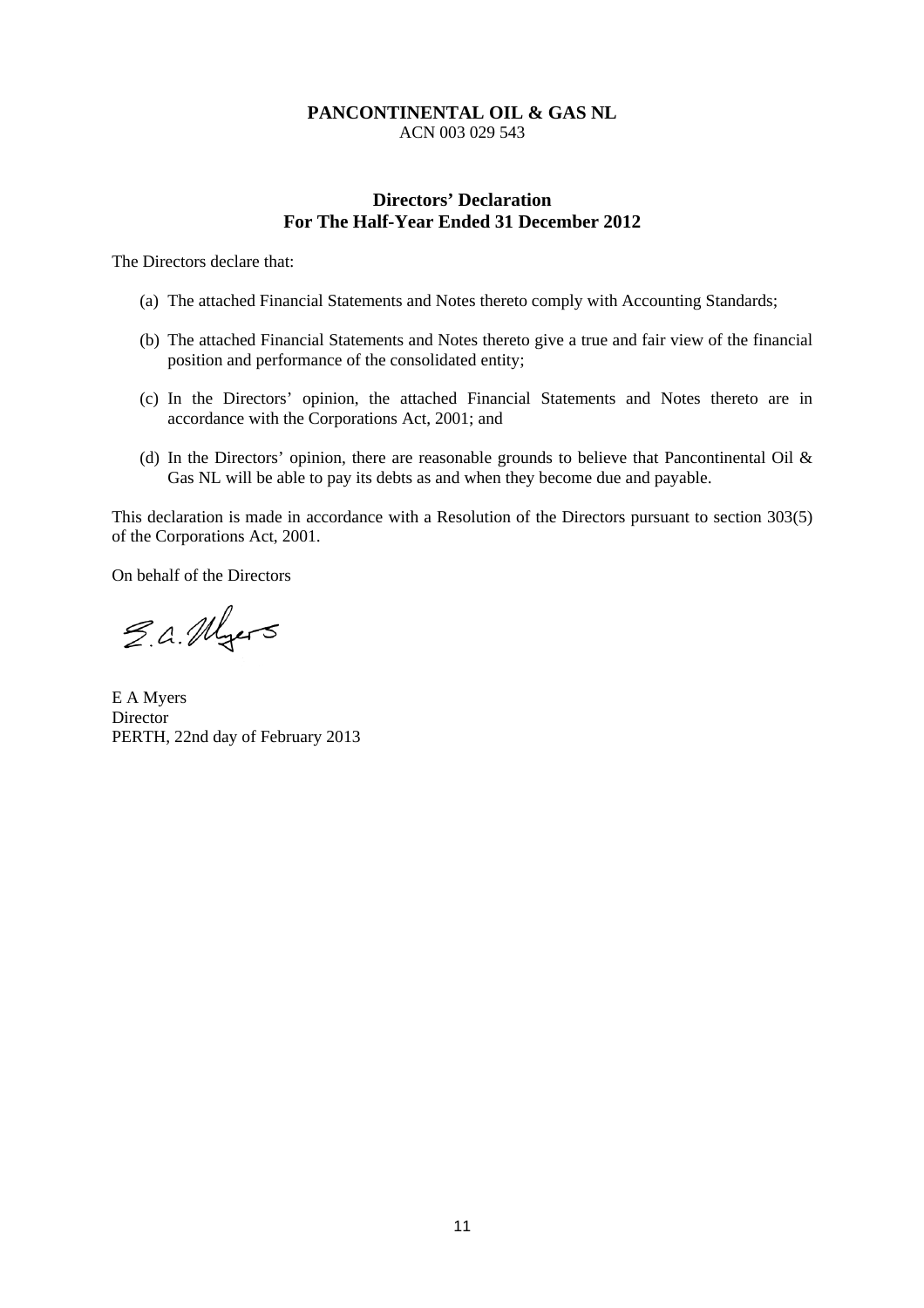**PANCONTINENTAL OIL & GAS NL**
ACN 003 029 543

## Directors' Declaration
## For The Half-Year Ended 31 December 2012

The Directors declare that:

(a) The attached Financial Statements and Notes thereto comply with Accounting Standards;

(b) The attached Financial Statements and Notes thereto give a true and fair view of the financial position and performance of the consolidated entity;

(c) In the Directors' opinion, the attached Financial Statements and Notes thereto are in accordance with the Corporations Act, 2001; and

(d) In the Directors' opinion, there are reasonable grounds to believe that Pancontinental Oil & Gas NL will be able to pay its debts as and when they become due and payable.

This declaration is made in accordance with a Resolution of the Directors pursuant to section 303(5) of the Corporations Act, 2001.

On behalf of the Directors

E A Myers
Director
PERTH, 22nd day of February 2013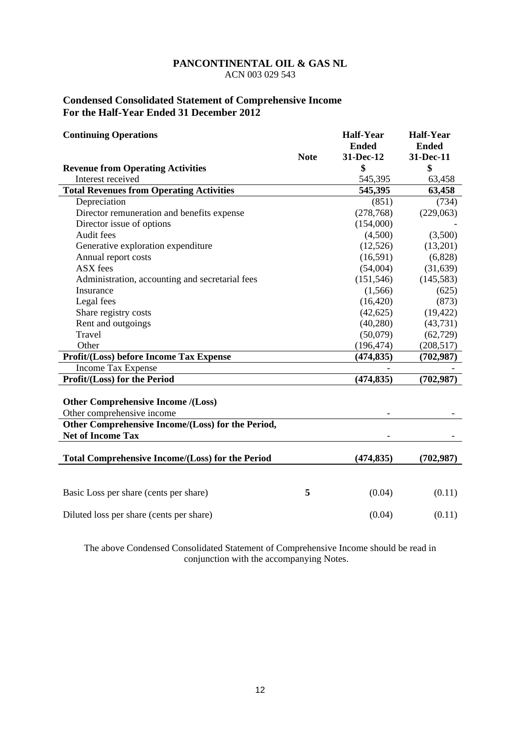**PANCONTINENTAL OIL & GAS NL**
ACN 003 029 543

## Condensed Consolidated Statement of Comprehensive Income
## For the Half-Year Ended 31 December 2012

| Continuing Operations | Note | Half-Year Ended 31-Dec-12 | Half-Year Ended 31-Dec-11 |
|---|---|---|---|
| **Revenue from Operating Activities** | | **$** | **$** |
| Interest received | | 545,395 | 63,458 |
| **Total Revenues from Operating Activities** | | **545,395** | **63,458** |
| Depreciation | | (851) | (734) |
| Director remuneration and benefits expense | | (278,768) | (229,063) |
| Director issue of options | | (154,000) | - |
| Audit fees | | (4,500) | (3,500) |
| Generative exploration expenditure | | (12,526) | (13,201) |
| Annual report costs | | (16,591) | (6,828) |
| ASX fees | | (54,004) | (31,639) |
| Administration, accounting and secretarial fees | | (151,546) | (145,583) |
| Insurance | | (1,566) | (625) |
| Legal fees | | (16,420) | (873) |
| Share registry costs | | (42,625) | (19,422) |
| Rent and outgoings | | (40,280) | (43,731) |
| Travel | | (50,079) | (62,729) |
| Other | | (196,474) | (208,517) |
| **Profit/(Loss) before Income Tax Expense** | | **(474,835)** | **(702,987)** |
| Income Tax Expense | | - | - |
| **Profit/(Loss) for the Period** | | **(474,835)** | **(702,987)** |
| | | | |
| **Other Comprehensive Income /(Loss)** | | | |
| Other comprehensive income | | - | - |
| **Other Comprehensive Income/(Loss) for the Period, Net of Income Tax** | | - | - |
| | | | |
| **Total Comprehensive Income/(Loss) for the Period** | | **(474,835)** | **(702,987)** |
| | | | |
| Basic Loss per share (cents per share) | **5** | (0.04) | (0.11) |
| Diluted loss per share (cents per share) | | (0.04) | (0.11) |

The above Condensed Consolidated Statement of Comprehensive Income should be read in conjunction with the accompanying Notes.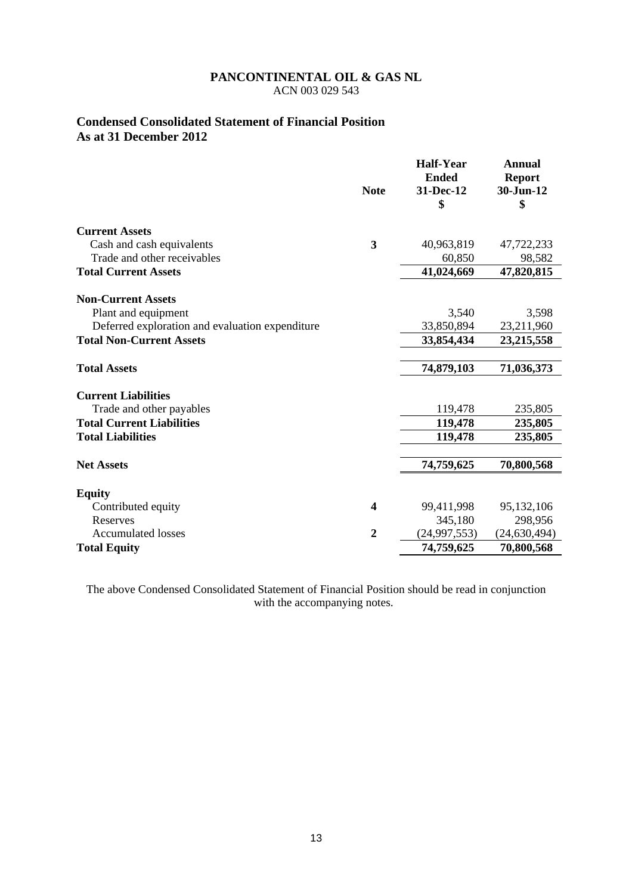**PANCONTINENTAL OIL & GAS NL**
ACN 003 029 543

## Condensed Consolidated Statement of Financial Position
## As at 31 December 2012

| | Note | Half-Year Ended 31-Dec-12 $ | Annual Report 30-Jun-12 $ |
|---|---|---|---|
| **Current Assets** | | | |
| Cash and cash equivalents | **3** | 40,963,819 | 47,722,233 |
| Trade and other receivables | | 60,850 | 98,582 |
| **Total Current Assets** | | **41,024,669** | **47,820,815** |
| **Non-Current Assets** | | | |
| Plant and equipment | | 3,540 | 3,598 |
| Deferred exploration and evaluation expenditure | | 33,850,894 | 23,211,960 |
| **Total Non-Current Assets** | | **33,854,434** | **23,215,558** |
| **Total Assets** | | **74,879,103** | **71,036,373** |
| **Current Liabilities** | | | |
| Trade and other payables | | 119,478 | 235,805 |
| **Total Current Liabilities** | | **119,478** | **235,805** |
| **Total Liabilities** | | **119,478** | **235,805** |
| **Net Assets** | | **74,759,625** | **70,800,568** |
| **Equity** | | | |
| Contributed equity | **4** | 99,411,998 | 95,132,106 |
| Reserves | | 345,180 | 298,956 |
| Accumulated losses | **2** | (24,997,553) | (24,630,494) |
| **Total Equity** | | **74,759,625** | **70,800,568** |

The above Condensed Consolidated Statement of Financial Position should be read in conjunction with the accompanying notes.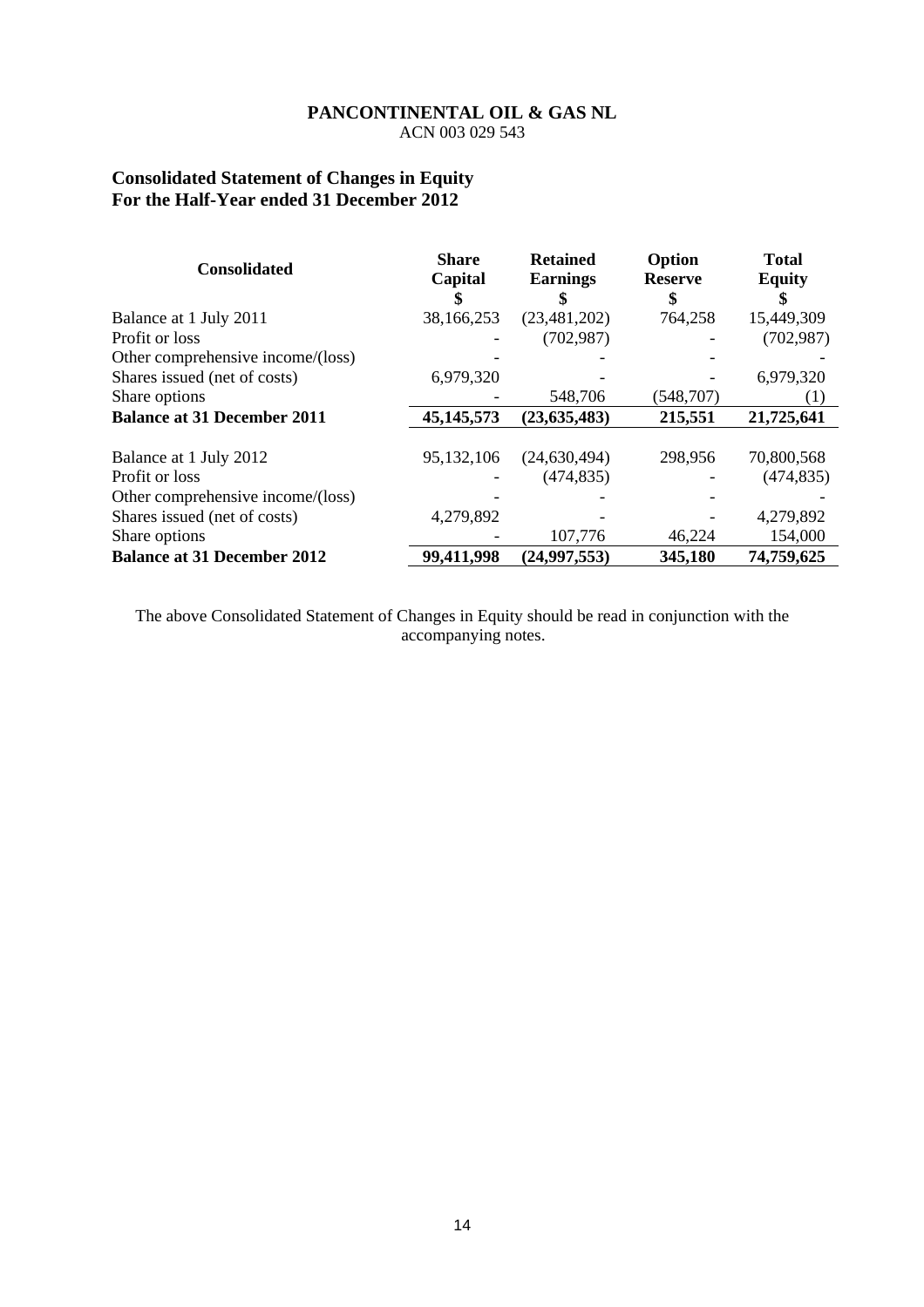**PANCONTINENTAL OIL & GAS NL**
ACN 003 029 543

## Consolidated Statement of Changes in Equity
## For the Half-Year ended 31 December 2012

| Consolidated | Share Capital $ | Retained Earnings $ | Option Reserve $ | Total Equity $ |
|---|---|---|---|---|
| Balance at 1 July 2011 | 38,166,253 | (23,481,202) | 764,258 | 15,449,309 |
| Profit or loss | - | (702,987) | - | (702,987) |
| Other comprehensive income/(loss) | - | - | - | - |
| Shares issued (net of costs) | 6,979,320 | - | - | 6,979,320 |
| Share options | - | 548,706 | (548,707) | (1) |
| **Balance at 31 December 2011** | **45,145,573** | **(23,635,483)** | **215,551** | **21,725,641** |
| | | | | |
| Balance at 1 July 2012 | 95,132,106 | (24,630,494) | 298,956 | 70,800,568 |
| Profit or loss | - | (474,835) | - | (474,835) |
| Other comprehensive income/(loss) | - | - | - | - |
| Shares issued (net of costs) | 4,279,892 | - | - | 4,279,892 |
| Share options | - | 107,776 | 46,224 | 154,000 |
| **Balance at 31 December 2012** | **99,411,998** | **(24,997,553)** | **345,180** | **74,759,625** |

The above Consolidated Statement of Changes in Equity should be read in conjunction with the accompanying notes.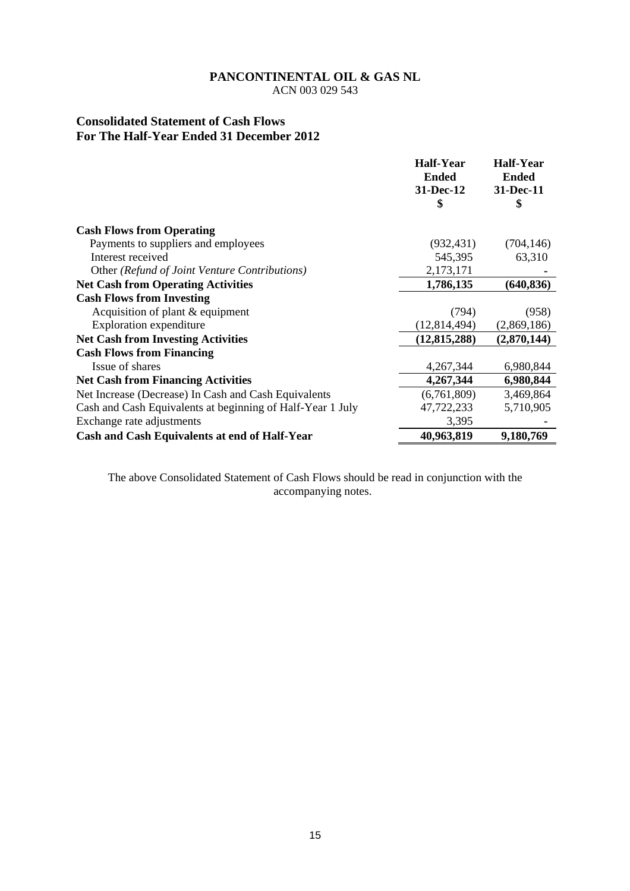**PANCONTINENTAL OIL & GAS NL**
ACN 003 029 543

## Consolidated Statement of Cash Flows
## For The Half-Year Ended 31 December 2012

| | Half-Year Ended 31-Dec-12 $ | Half-Year Ended 31-Dec-11 $ |
|---|---|---|
| **Cash Flows from Operating** | | |
| Payments to suppliers and employees | (932,431) | (704,146) |
| Interest received | 545,395 | 63,310 |
| Other *(Refund of Joint Venture Contributions)* | 2,173,171 | - |
| **Net Cash from Operating Activities** | **1,786,135** | **(640,836)** |
| **Cash Flows from Investing** | | |
| Acquisition of plant & equipment | (794) | (958) |
| Exploration expenditure | (12,814,494) | (2,869,186) |
| **Net Cash from Investing Activities** | **(12,815,288)** | **(2,870,144)** |
| **Cash Flows from Financing** | | |
| Issue of shares | 4,267,344 | 6,980,844 |
| **Net Cash from Financing Activities** | **4,267,344** | **6,980,844** |
| Net Increase (Decrease) In Cash and Cash Equivalents | (6,761,809) | 3,469,864 |
| Cash and Cash Equivalents at beginning of Half-Year 1 July | 47,722,233 | 5,710,905 |
| Exchange rate adjustments | 3,395 | - |
| **Cash and Cash Equivalents at end of Half-Year** | **40,963,819** | **9,180,769** |

The above Consolidated Statement of Cash Flows should be read in conjunction with the accompanying notes.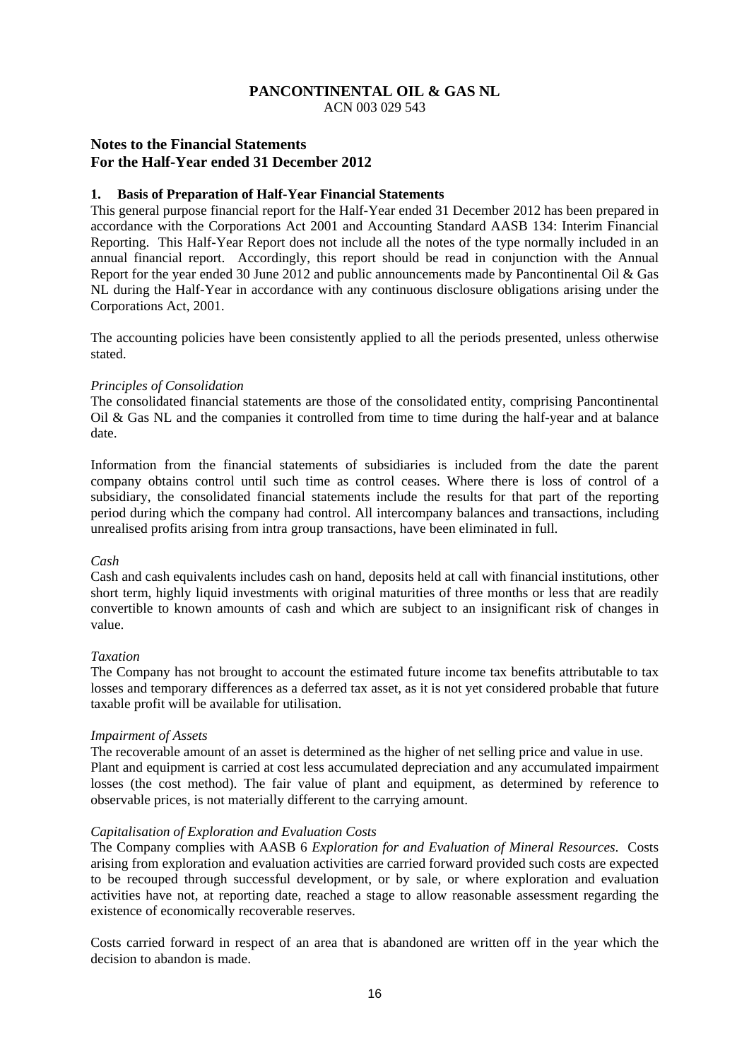**PANCONTINENTAL OIL & GAS NL**
ACN 003 029 543

## Notes to the Financial Statements
## For the Half-Year ended 31 December 2012

### 1. Basis of Preparation of Half-Year Financial Statements

This general purpose financial report for the Half-Year ended 31 December 2012 has been prepared in accordance with the Corporations Act 2001 and Accounting Standard AASB 134: Interim Financial Reporting. This Half-Year Report does not include all the notes of the type normally included in an annual financial report. Accordingly, this report should be read in conjunction with the Annual Report for the year ended 30 June 2012 and public announcements made by Pancontinental Oil & Gas NL during the Half-Year in accordance with any continuous disclosure obligations arising under the Corporations Act, 2001.

The accounting policies have been consistently applied to all the periods presented, unless otherwise stated.

*Principles of Consolidation*

The consolidated financial statements are those of the consolidated entity, comprising Pancontinental Oil & Gas NL and the companies it controlled from time to time during the half-year and at balance date.

Information from the financial statements of subsidiaries is included from the date the parent company obtains control until such time as control ceases. Where there is loss of control of a subsidiary, the consolidated financial statements include the results for that part of the reporting period during which the company had control. All intercompany balances and transactions, including unrealised profits arising from intra group transactions, have been eliminated in full.

*Cash*

Cash and cash equivalents includes cash on hand, deposits held at call with financial institutions, other short term, highly liquid investments with original maturities of three months or less that are readily convertible to known amounts of cash and which are subject to an insignificant risk of changes in value.

*Taxation*

The Company has not brought to account the estimated future income tax benefits attributable to tax losses and temporary differences as a deferred tax asset, as it is not yet considered probable that future taxable profit will be available for utilisation.

*Impairment of Assets*

The recoverable amount of an asset is determined as the higher of net selling price and value in use. Plant and equipment is carried at cost less accumulated depreciation and any accumulated impairment losses (the cost method). The fair value of plant and equipment, as determined by reference to observable prices, is not materially different to the carrying amount.

*Capitalisation of Exploration and Evaluation Costs*

The Company complies with AASB 6 *Exploration for and Evaluation of Mineral Resources*. Costs arising from exploration and evaluation activities are carried forward provided such costs are expected to be recouped through successful development, or by sale, or where exploration and evaluation activities have not, at reporting date, reached a stage to allow reasonable assessment regarding the existence of economically recoverable reserves.

Costs carried forward in respect of an area that is abandoned are written off in the year which the decision to abandon is made.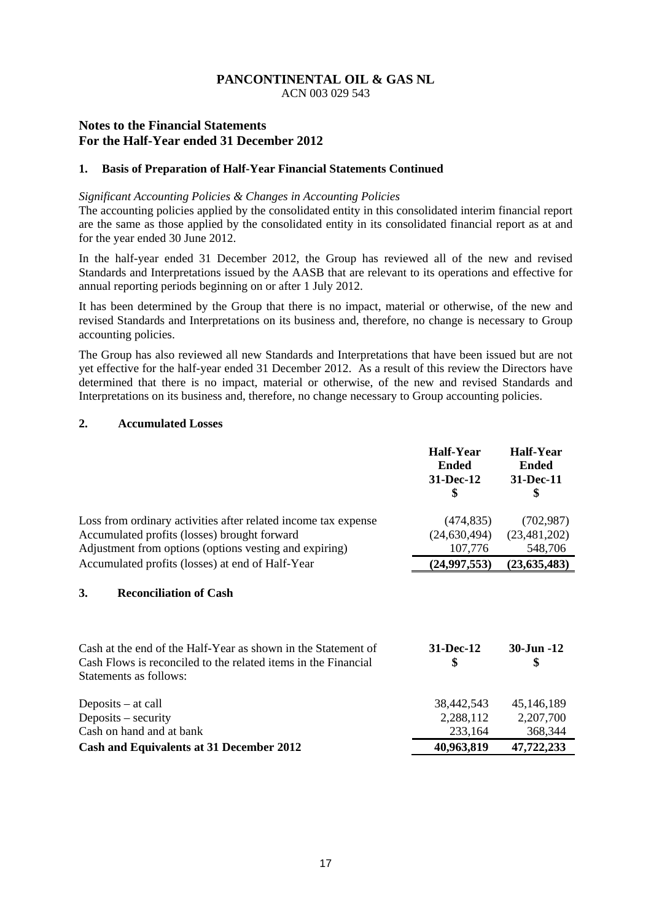**PANCONTINENTAL OIL & GAS NL**
ACN 003 029 543

## Notes to the Financial Statements
## For the Half-Year ended 31 December 2012

### 1. Basis of Preparation of Half-Year Financial Statements Continued

*Significant Accounting Policies & Changes in Accounting Policies*

The accounting policies applied by the consolidated entity in this consolidated interim financial report are the same as those applied by the consolidated entity in its consolidated financial report as at and for the year ended 30 June 2012.

In the half-year ended 31 December 2012, the Group has reviewed all of the new and revised Standards and Interpretations issued by the AASB that are relevant to its operations and effective for annual reporting periods beginning on or after 1 July 2012.

It has been determined by the Group that there is no impact, material or otherwise, of the new and revised Standards and Interpretations on its business and, therefore, no change is necessary to Group accounting policies.

The Group has also reviewed all new Standards and Interpretations that have been issued but are not yet effective for the half-year ended 31 December 2012. As a result of this review the Directors have determined that there is no impact, material or otherwise, of the new and revised Standards and Interpretations on its business and, therefore, no change necessary to Group accounting policies.

### 2. Accumulated Losses

| | Half-Year Ended 31-Dec-12 $ | Half-Year Ended 31-Dec-11 $ |
|---|---|---|
| Loss from ordinary activities after related income tax expense | (474,835) | (702,987) |
| Accumulated profits (losses) brought forward | (24,630,494) | (23,481,202) |
| Adjustment from options (options vesting and expiring) | 107,776 | 548,706 |
| Accumulated profits (losses) at end of Half-Year | **(24,997,553)** | **(23,635,483)** |

### 3. Reconciliation of Cash

| Cash at the end of the Half-Year as shown in the Statement of Cash Flows is reconciled to the related items in the Financial Statements as follows: | 31-Dec-12 $ | 30-Jun -12 $ |
|---|---|---|
| Deposits – at call | 38,442,543 | 45,146,189 |
| Deposits – security | 2,288,112 | 2,207,700 |
| Cash on hand and at bank | 233,164 | 368,344 |
| **Cash and Equivalents at 31 December 2012** | **40,963,819** | **47,722,233** |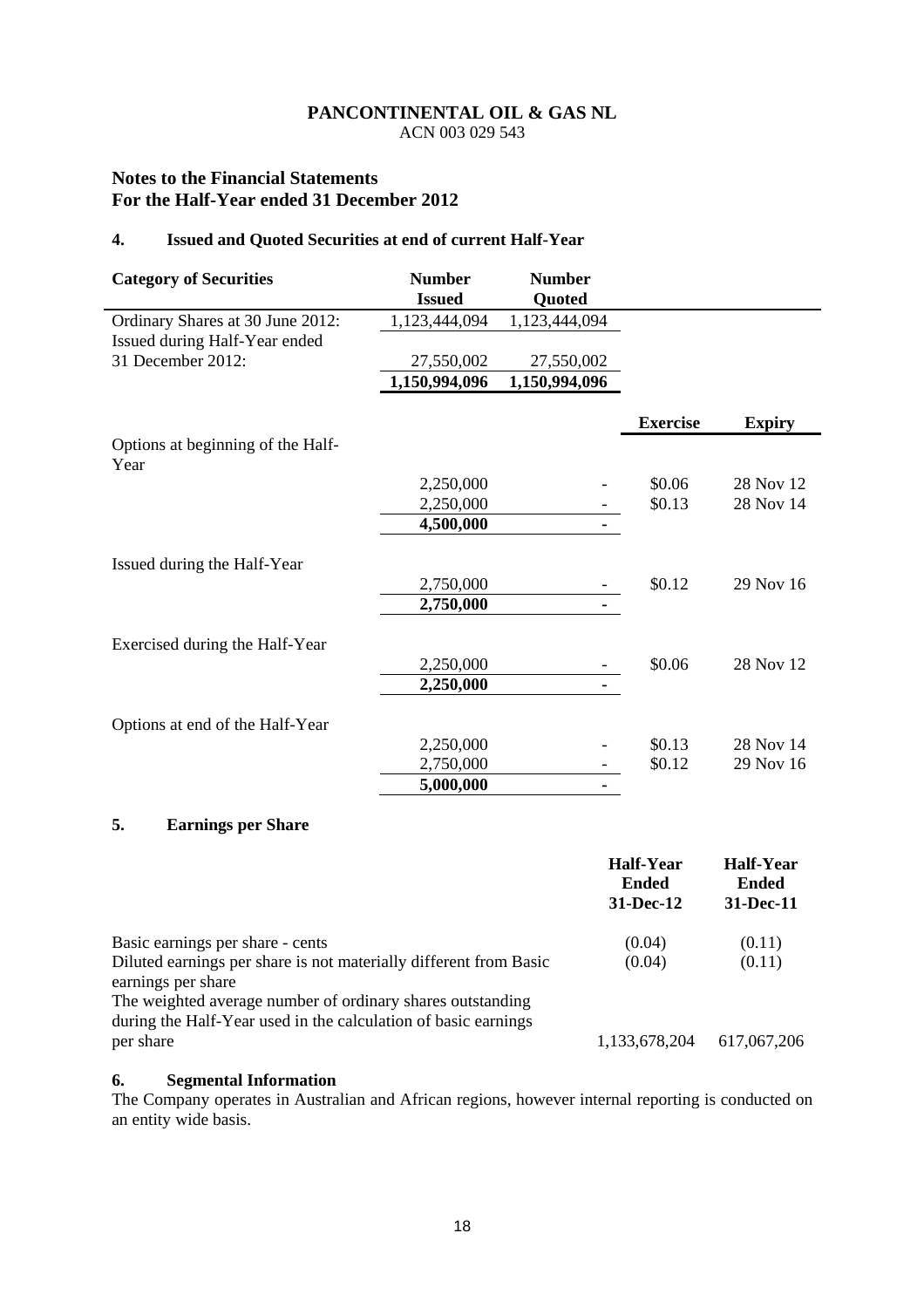**PANCONTINENTAL OIL & GAS NL**
ACN 003 029 543

## Notes to the Financial Statements For the Half-Year ended 31 December 2012

### 4. Issued and Quoted Securities at end of current Half-Year

| Category of Securities | Number Issued | Number Quoted | | |
|---|---|---|---|---|
| Ordinary Shares at 30 June 2012: | 1,123,444,094 | 1,123,444,094 | | |
| Issued during Half-Year ended 31 December 2012: | 27,550,002 | 27,550,002 | | |
| | **1,150,994,096** | **1,150,994,096** | | |
| | | | **Exercise** | **Expiry** |
| Options at beginning of the Half-Year | | | | |
| | 2,250,000 | - | \$0.06 | 28 Nov 12 |
| | 2,250,000 | - | \$0.13 | 28 Nov 14 |
| | **4,500,000** | **-** | | |
| Issued during the Half-Year | | | | |
| | 2,750,000 | - | \$0.12 | 29 Nov 16 |
| | **2,750,000** | **-** | | |
| Exercised during the Half-Year | | | | |
| | 2,250,000 | - | \$0.06 | 28 Nov 12 |
| | **2,250,000** | **-** | | |
| Options at end of the Half-Year | | | | |
| | 2,250,000 | - | \$0.13 | 28 Nov 14 |
| | 2,750,000 | - | \$0.12 | 29 Nov 16 |
| | **5,000,000** | **-** | | |

### 5. Earnings per Share

| | Half-Year Ended 31-Dec-12 | Half-Year Ended 31-Dec-11 |
|---|---|---|
| Basic earnings per share - cents | (0.04) | (0.11) |
| Diluted earnings per share is not materially different from Basic earnings per share | (0.04) | (0.11) |
| The weighted average number of ordinary shares outstanding during the Half-Year used in the calculation of basic earnings per share | 1,133,678,204 | 617,067,206 |

### 6. Segmental Information

The Company operates in Australian and African regions, however internal reporting is conducted on an entity wide basis.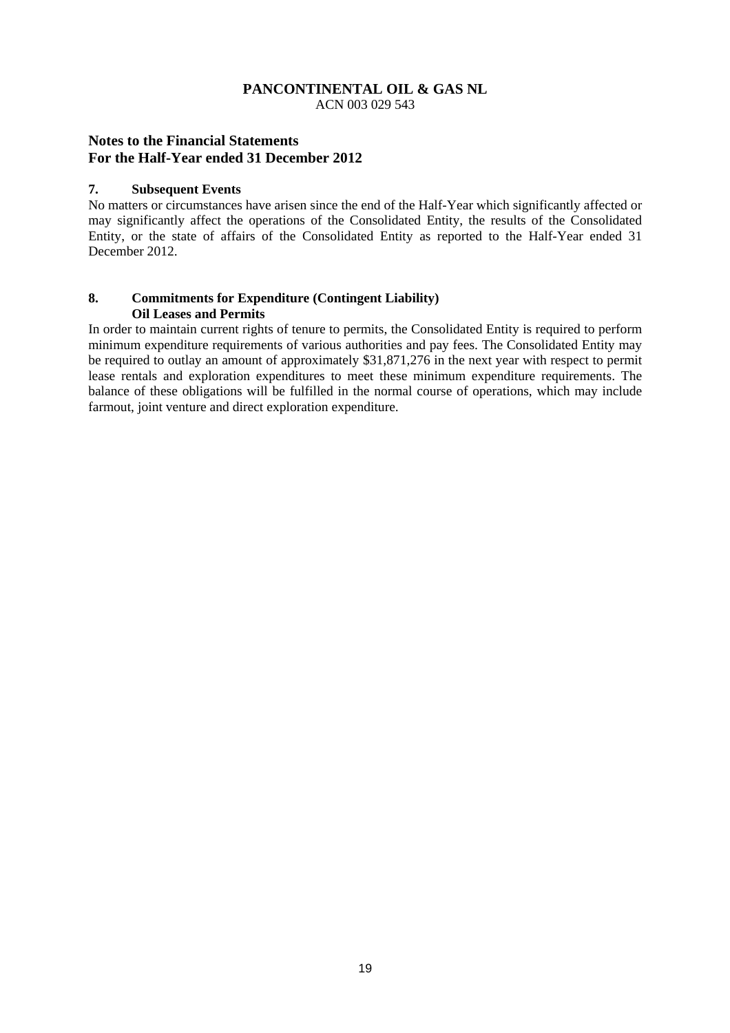**PANCONTINENTAL OIL & GAS NL**
ACN 003 029 543

## Notes to the Financial Statements
## For the Half-Year ended 31 December 2012

### 7. Subsequent Events

No matters or circumstances have arisen since the end of the Half-Year which significantly affected or may significantly affect the operations of the Consolidated Entity, the results of the Consolidated Entity, or the state of affairs of the Consolidated Entity as reported to the Half-Year ended 31 December 2012.

### 8. Commitments for Expenditure (Contingent Liability)

**Oil Leases and Permits**

In order to maintain current rights of tenure to permits, the Consolidated Entity is required to perform minimum expenditure requirements of various authorities and pay fees. The Consolidated Entity may be required to outlay an amount of approximately $31,871,276 in the next year with respect to permit lease rentals and exploration expenditures to meet these minimum expenditure requirements. The balance of these obligations will be fulfilled in the normal course of operations, which may include farmout, joint venture and direct exploration expenditure.